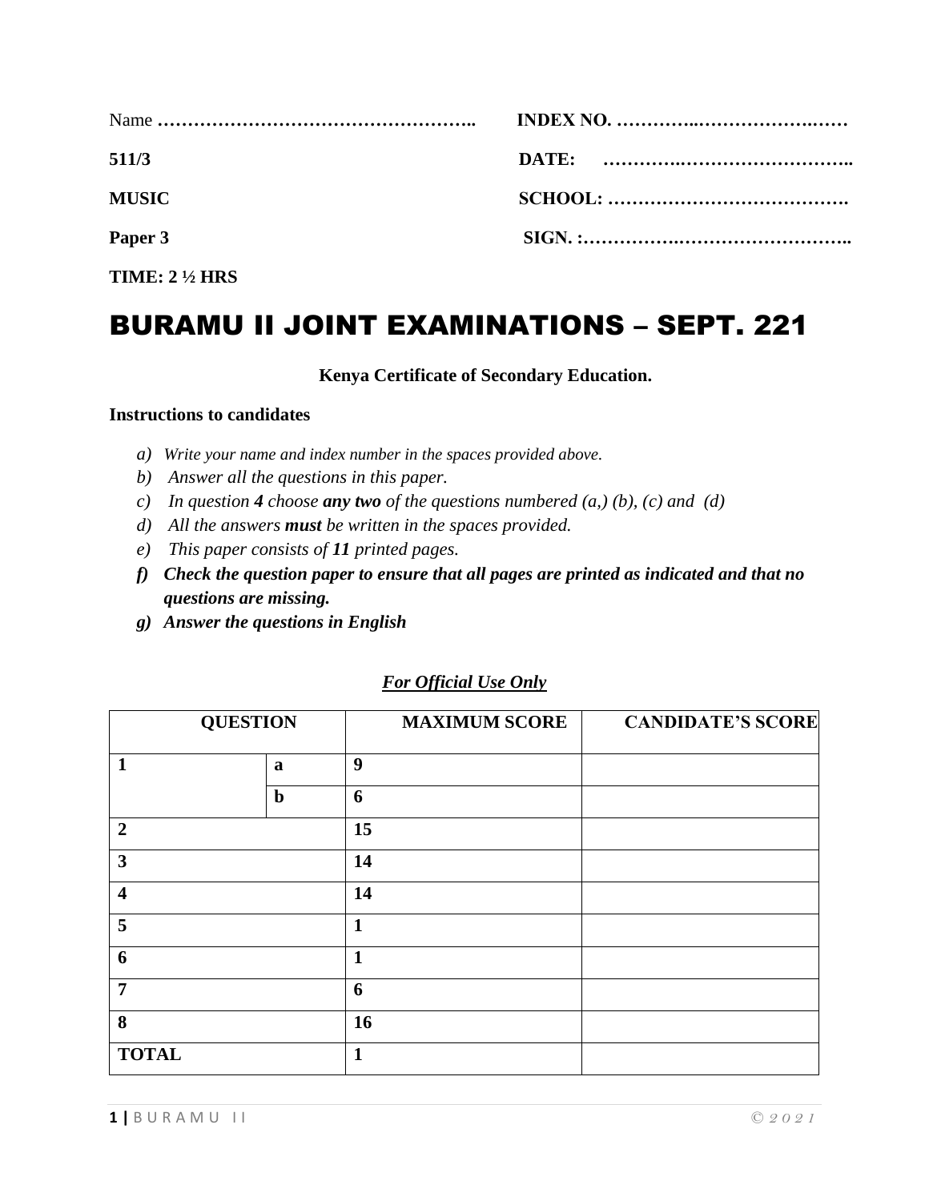Name …………………………………………….. INDEX NO. …………..…………………….……

**511/3** **DATE:** ………….………………………..

**MUSIC** **SCHOOL:** ………………………………….

**Paper 3** **SIGN. :**………………….……………………..

**TIME: 2 ½ HRS**

# BURAMU II JOINT EXAMINATIONS – SEPT. 221

**Kenya Certificate of Secondary Education.**

**Instructions to candidates**

a) *Write your name and index number in the spaces provided above.*
b) *Answer all the questions in this paper.*
c) *In question **4** choose **any two** of the questions numbered (a,) (b), (c) and (d)*
d) *All the answers **must** be written in the spaces provided.*
e) *This paper consists of **11** printed pages.*
f) ***Check the question paper to ensure that all pages are printed as indicated and that no questions are missing.***
g) ***Answer the questions in English***

***For Official Use Only***

| QUESTION | | MAXIMUM SCORE | CANDIDATE'S SCORE |
|---|---|---|---|
| **1** | **a** | **9** | |
| | **b** | **6** | |
| **2** | | **15** | |
| **3** | | **14** | |
| **4** | | **14** | |
| **5** | | **1** | |
| **6** | | **1** | |
| **7** | | **6** | |
| **8** | | **16** | |
| **TOTAL** | | **1** | |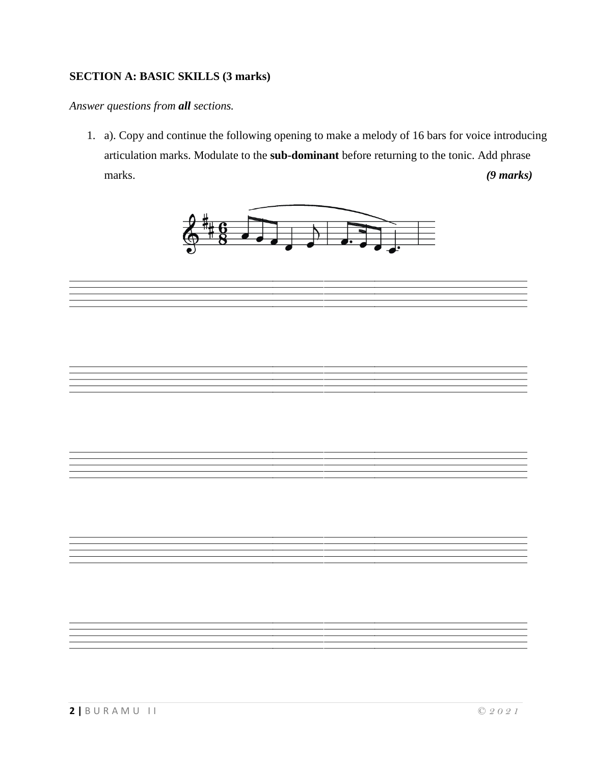**SECTION A: BASIC SKILLS (3 marks)**

*Answer questions from **all** sections.*

1. a). Copy and continue the following opening to make a melody of 16 bars for voice introducing articulation marks. Modulate to the **sub-dominant** before returning to the tonic. Add phrase marks. ***(9 marks)***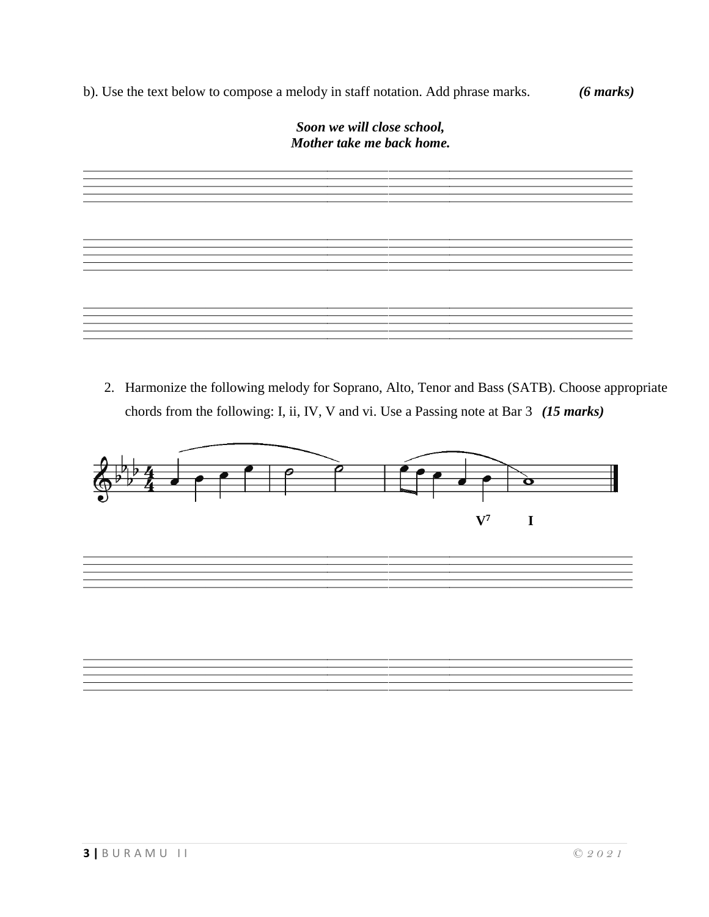b). Use the text below to compose a melody in staff notation. Add phrase marks. ***(6 marks)***

***Soon we will close school,***
***Mother take me back home.***

2. Harmonize the following melody for Soprano, Alto, Tenor and Bass (SATB). Choose appropriate chords from the following: I, ii, IV, V and vi. Use a Passing note at Bar 3 ***(15 marks)***

**$V^7$** **I**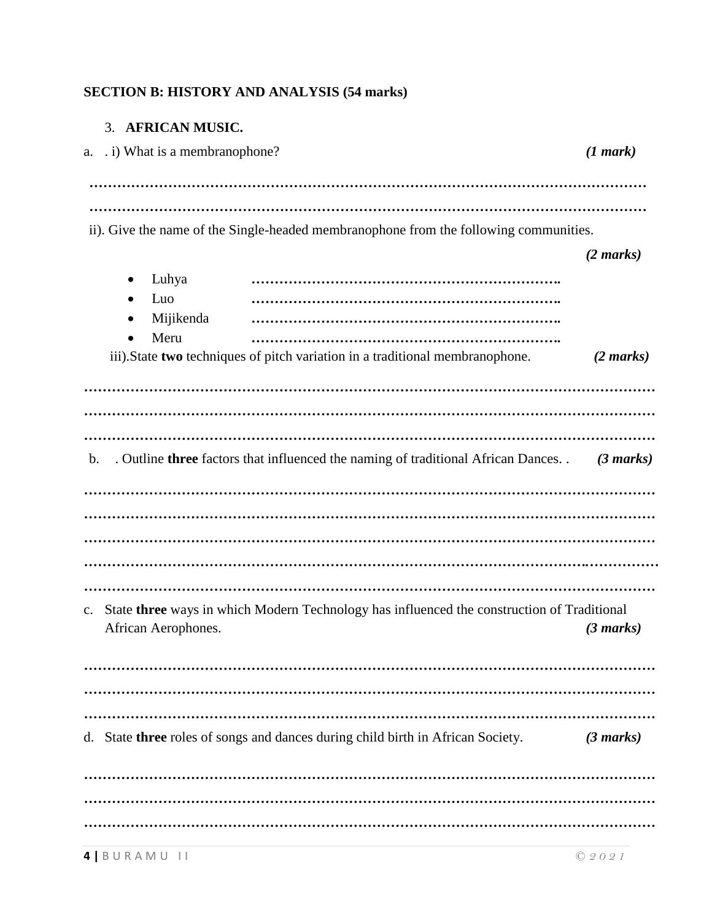**SECTION B: HISTORY AND ANALYSIS (54 marks)**

3. **AFRICAN MUSIC.**

a. . i) What is a membranophone? *(1 mark)*

…………………………………………………………………………………………………………

…………………………………………………………………………………………………………

ii). Give the name of the Single-headed membranophone from the following communities. *(2 marks)*

- Luhya ………………………………………………………….
- Luo ………………………………………………………….
- Mijikenda ………………………………………………………….
- Meru ………………………………………………………….

iii).State **two** techniques of pitch variation in a traditional membranophone. *(2 marks)*

…………………………………………………………………………………………………………

…………………………………………………………………………………………………………

…………………………………………………………………………………………………………

b. . Outline **three** factors that influenced the naming of traditional African Dances. . *(3 marks)*

…………………………………………………………………………………………………………

…………………………………………………………………………………………………………

…………………………………………………………………………………………………………

…………………………………………………………………………………………………………

…………………………………………………………………………………………………………

c. State **three** ways in which Modern Technology has influenced the construction of Traditional African Aerophones. *(3 marks)*

…………………………………………………………………………………………………………

…………………………………………………………………………………………………………

…………………………………………………………………………………………………………

d. State **three** roles of songs and dances during child birth in African Society. *(3 marks)*

…………………………………………………………………………………………………………

…………………………………………………………………………………………………………

…………………………………………………………………………………………………………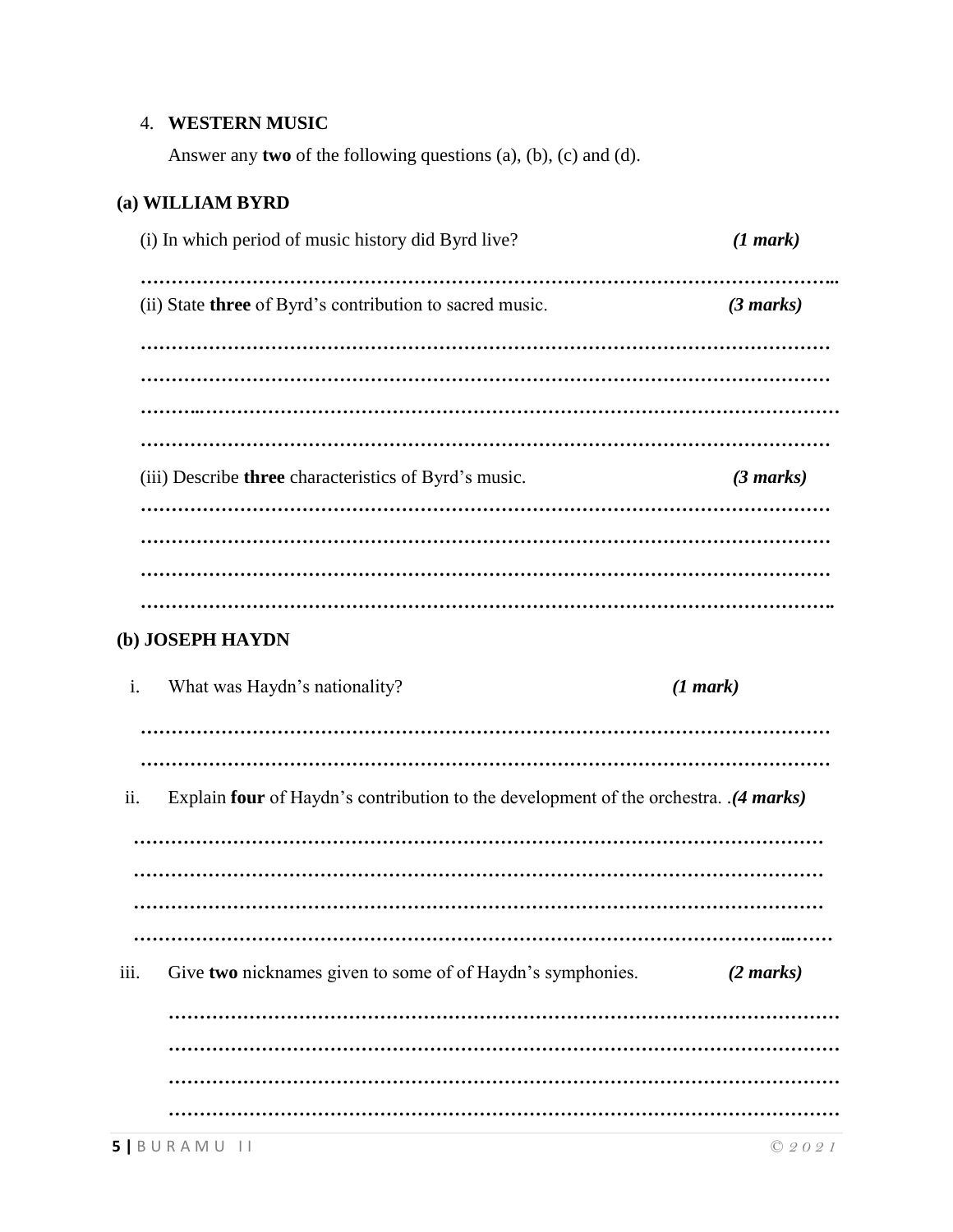4. **WESTERN MUSIC**

   Answer any **two** of the following questions (a), (b), (c) and (d).

**(a) WILLIAM BYRD**

(i) In which period of music history did Byrd live? ***(1 mark)***

………………………………………………………………………………………………..

(ii) State **three** of Byrd's contribution to sacred music. ***(3 marks)***

………………………………………………………………………………………………

………………………………………………………………………………………………

………………………………………………………………………………………………

………………………………………………………………………………………………

(iii) Describe **three** characteristics of Byrd's music. ***(3 marks)***

………………………………………………………………………………………………

………………………………………………………………………………………………

………………………………………………………………………………………………

……………………………………………………………………………………………..

**(b) JOSEPH HAYDN**

i. What was Haydn's nationality? ***(1 mark)***

………………………………………………………………………………………………

………………………………………………………………………………………………

ii. Explain **four** of Haydn's contribution to the development of the orchestra. .***(4 marks)***

………………………………………………………………………………………………

………………………………………………………………………………………………

………………………………………………………………………………………………

………………………………………………………………………………………………

iii. Give **two** nicknames given to some of of Haydn's symphonies. ***(2 marks)***

………………………………………………………………………………………………

………………………………………………………………………………………………

………………………………………………………………………………………………

………………………………………………………………………………………………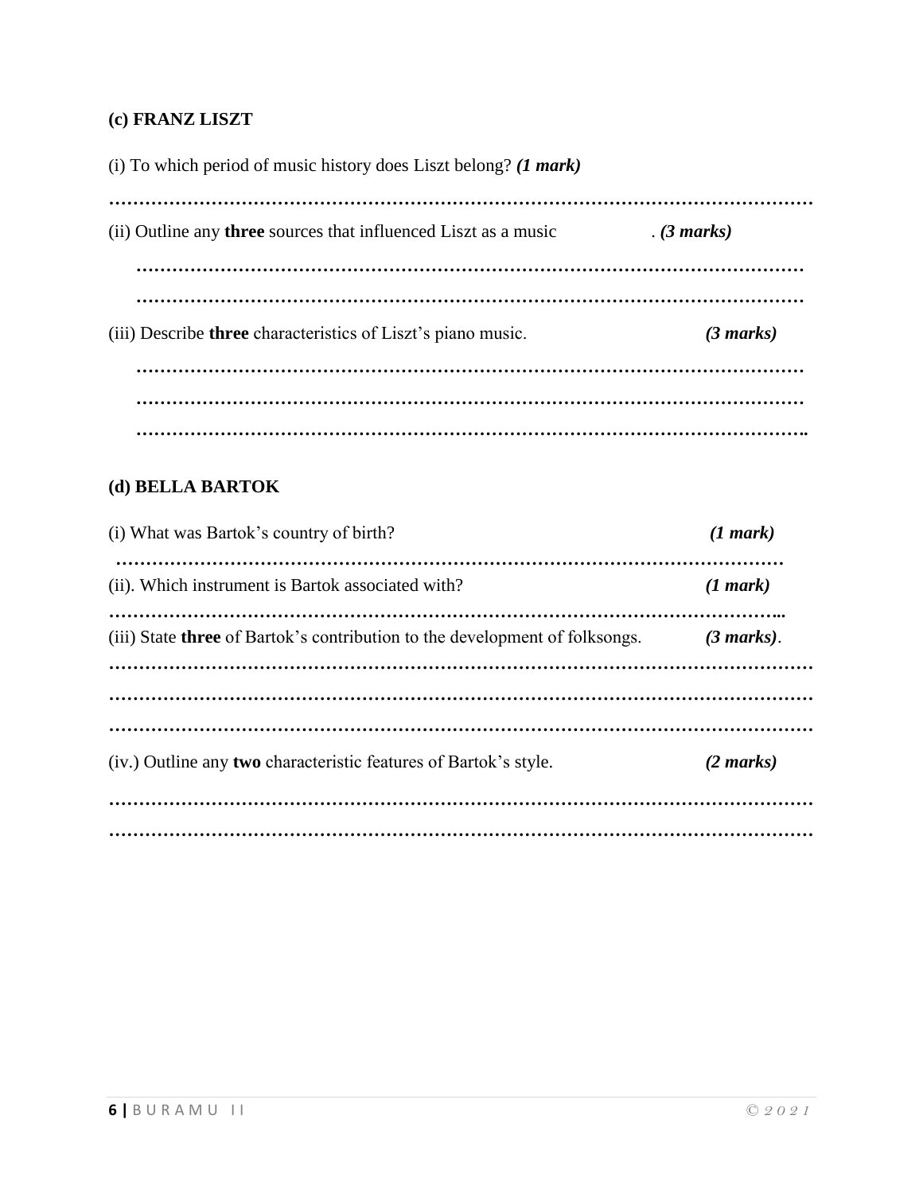**(c) FRANZ LISZT**

(i) To which period of music history does Liszt belong? ***(1 mark)***

**…………………………………………………………………………………………………………**

(ii) Outline any **three** sources that influenced Liszt as a music . ***(3 marks)***

**…………………………………………………………………………………………………………**

**…………………………………………………………………………………………………………**

(iii) Describe **three** characteristics of Liszt's piano music. ***(3 marks)***

**…………………………………………………………………………………………………………**

**…………………………………………………………………………………………………………**

**………………………………………………………………………………………………………….**

**(d) BELLA BARTOK**

(i) What was Bartok's country of birth? ***(1 mark)***

**…………………………………………………………………………………………………………**

(ii). Which instrument is Bartok associated with? ***(1 mark)***

**…………………………………………………………………………………………………………..**

(iii) State **three** of Bartok's contribution to the development of folksongs. ***(3 marks)***.

**…………………………………………………………………………………………………………**

**…………………………………………………………………………………………………………**

**…………………………………………………………………………………………………………**

(iv.) Outline any **two** characteristic features of Bartok's style. ***(2 marks)***

**…………………………………………………………………………………………………………**

**…………………………………………………………………………………………………………**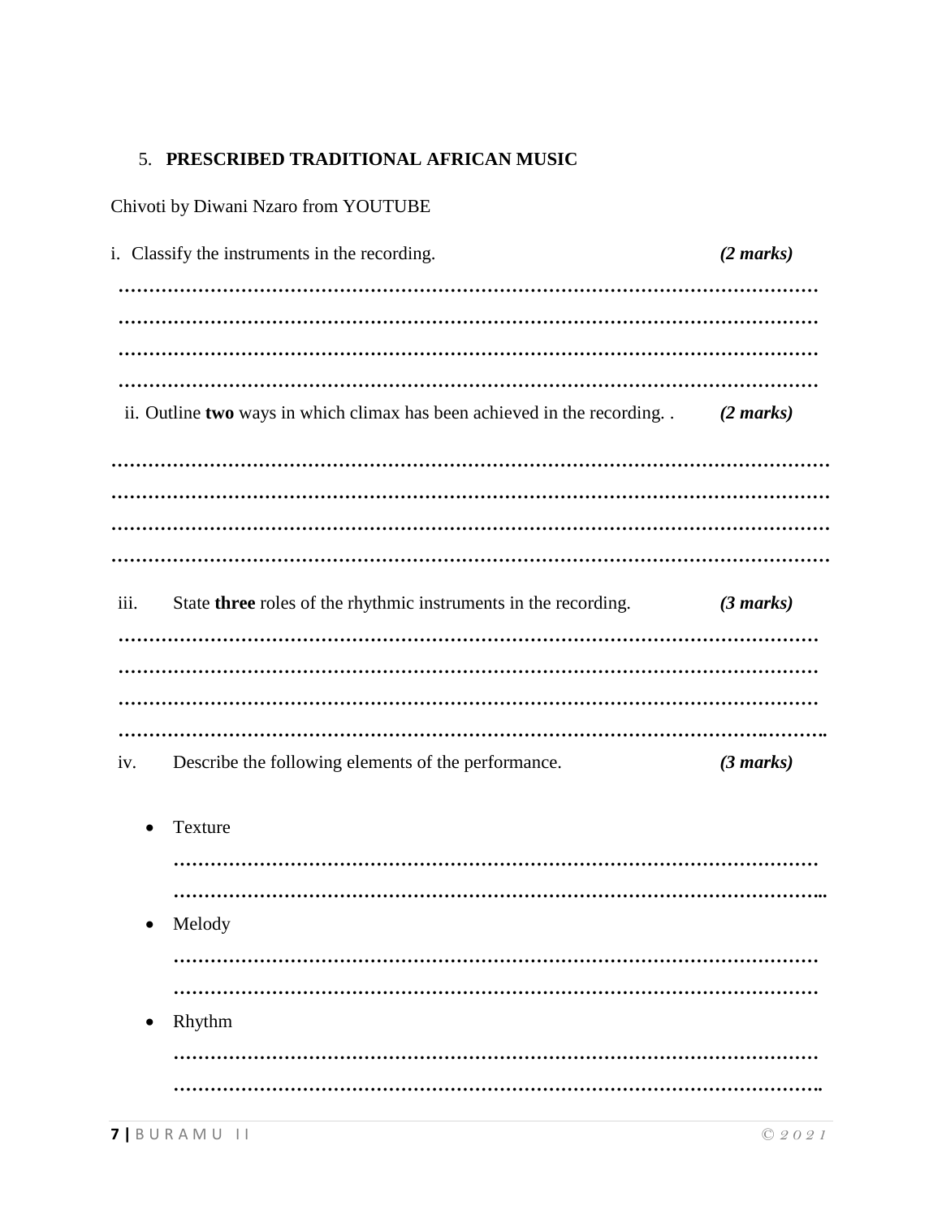5. **PRESCRIBED TRADITIONAL AFRICAN MUSIC**

Chivoti by Diwani Nzaro from YOUTUBE

i. Classify the instruments in the recording. ***(2 marks)***

………………………………………………………………………………………………………
………………………………………………………………………………………………………
………………………………………………………………………………………………………
………………………………………………………………………………………………………

ii. Outline **two** ways in which climax has been achieved in the recording. . ***(2 marks)***

………………………………………………………………………………………………………
………………………………………………………………………………………………………
………………………………………………………………………………………………………
………………………………………………………………………………………………………

iii. State **three** roles of the rhythmic instruments in the recording. ***(3 marks)***

………………………………………………………………………………………………………
………………………………………………………………………………………………………
………………………………………………………………………………………………………
……………………………………………………………………………………………………….

iv. Describe the following elements of the performance. ***(3 marks)***

- Texture

  ………………………………………………………………………………………………
  ………………………………………………………………………………………………..

- Melody

  ………………………………………………………………………………………………
  ………………………………………………………………………………………………

- Rhythm

  ………………………………………………………………………………………………
  ……………………………………………………………………………………………….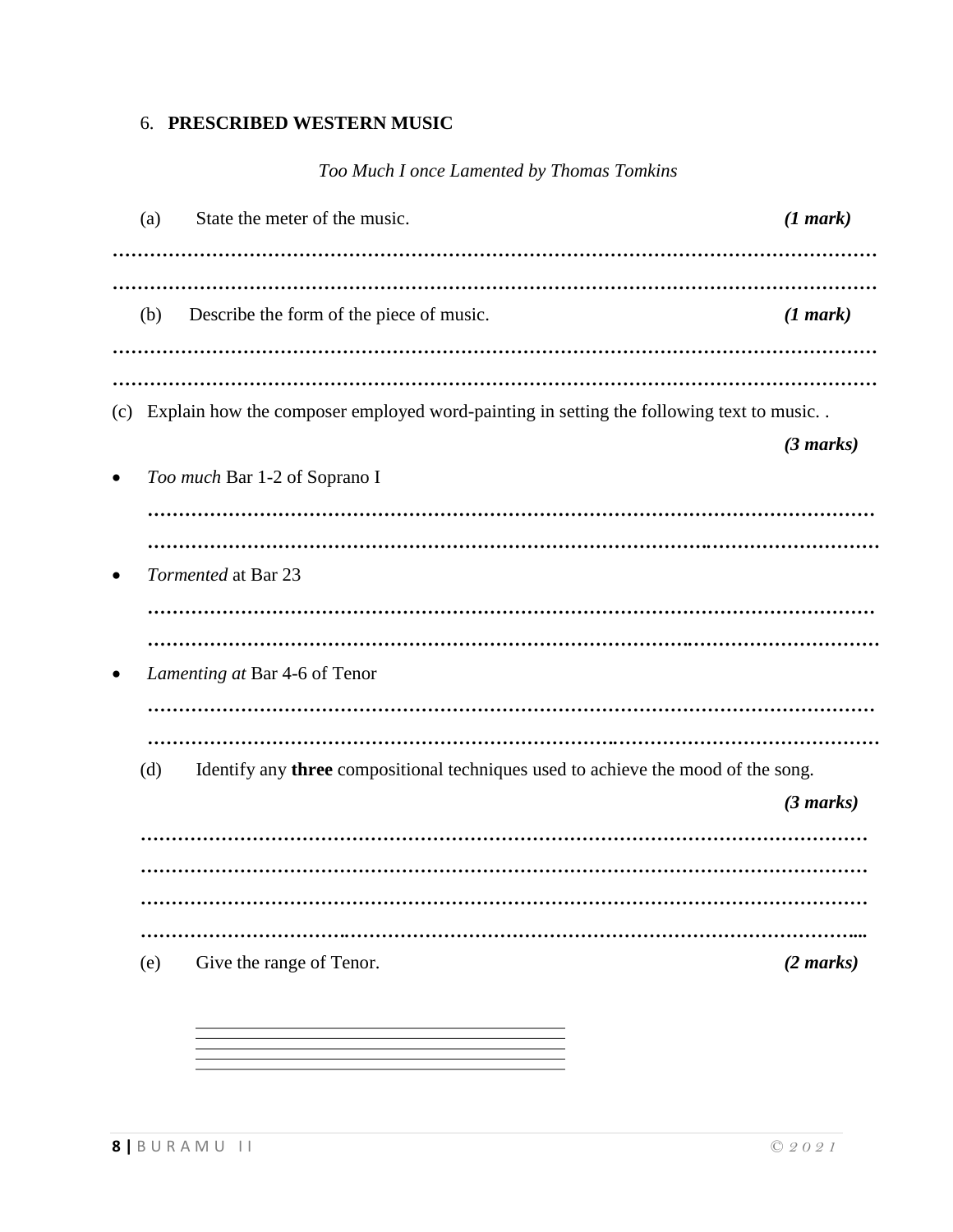6. **PRESCRIBED WESTERN MUSIC**

*Too Much I once Lamented by Thomas Tomkins*

(a) State the meter of the music. ***(1 mark)***

…………………………………………………………………………………………………………………

…………………………………………………………………………………………………………………

(b) Describe the form of the piece of music. ***(1 mark)***

…………………………………………………………………………………………………………………

…………………………………………………………………………………………………………………

(c) Explain how the composer employed word-painting in setting the following text to music. . ***(3 marks)***

- *Too much* Bar 1-2 of Soprano I

  …………………………………………………………………………………………………………………

  …………………………………………………………………………………………………………………

- *Tormented* at Bar 23

  …………………………………………………………………………………………………………………

  …………………………………………………………………………………………………………………

- *Lamenting at* Bar 4-6 of Tenor

  …………………………………………………………………………………………………………………

  …………………………………………………………………………………………………………………

(d) Identify any **three** compositional techniques used to achieve the mood of the song. ***(3 marks)***

…………………………………………………………………………………………………………………

…………………………………………………………………………………………………………………

…………………………………………………………………………………………………………………

…………………………………………………………………………………………………………………

(e) Give the range of Tenor. ***(2 marks)***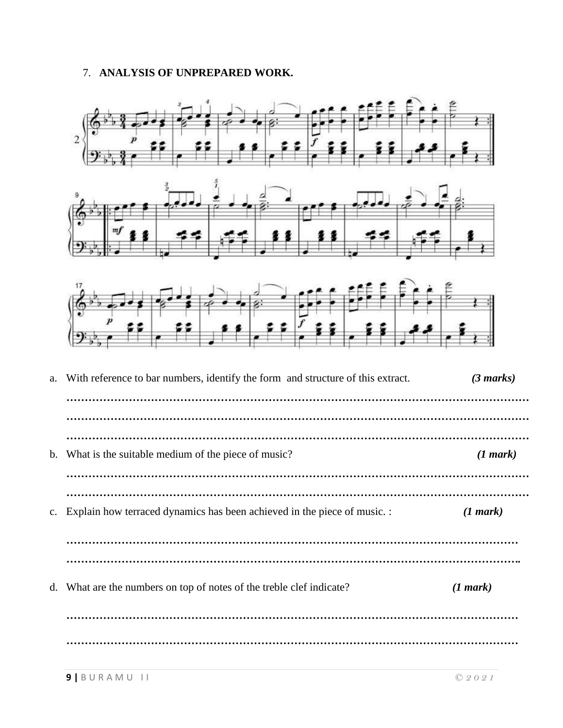7. **ANALYSIS OF UNPREPARED WORK.**

a. With reference to bar numbers, identify the form and structure of this extract. ***(3 marks)***

………………………………………………………………………………………………………………
………………………………………………………………………………………………………………
………………………………………………………………………………………………………………

b. What is the suitable medium of the piece of music? ***(1 mark)***

………………………………………………………………………………………………………………
………………………………………………………………………………………………………………

c. Explain how terraced dynamics has been achieved in the piece of music. : ***(1 mark)***

………………………………………………………………………………………………………………
……………………………………………………………………………………………………………..

d. What are the numbers on top of notes of the treble clef indicate? ***(1 mark)***

………………………………………………………………………………………………………………
………………………………………………………………………………………………………………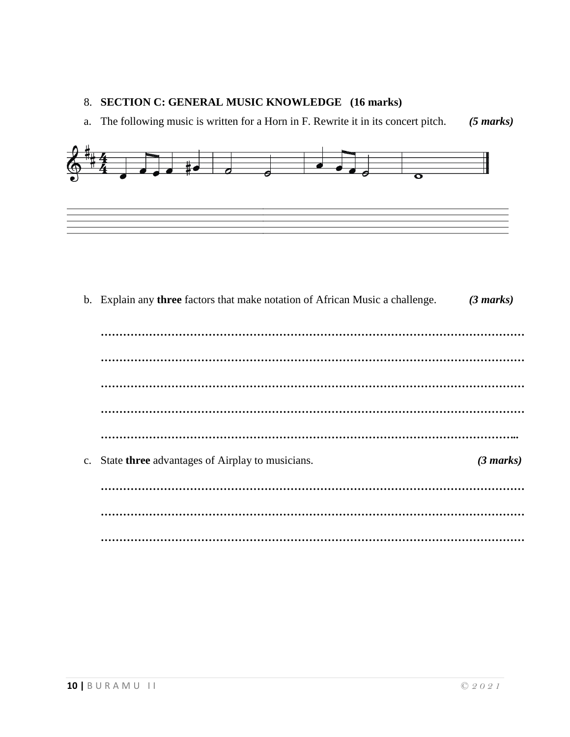8. **SECTION C: GENERAL MUSIC KNOWLEDGE (16 marks)**

a. The following music is written for a Horn in F. Rewrite it in its concert pitch. ***(5 marks)***

b. Explain any **three** factors that make notation of African Music a challenge. ***(3 marks)***

…………………………………………………………………………………………………………

…………………………………………………………………………………………………………

…………………………………………………………………………………………………………

…………………………………………………………………………………………………………

………………………………………………………………………………………………………...

c. State **three** advantages of Airplay to musicians. ***(3 marks)***

…………………………………………………………………………………………………………

…………………………………………………………………………………………………………

…………………………………………………………………………………………………………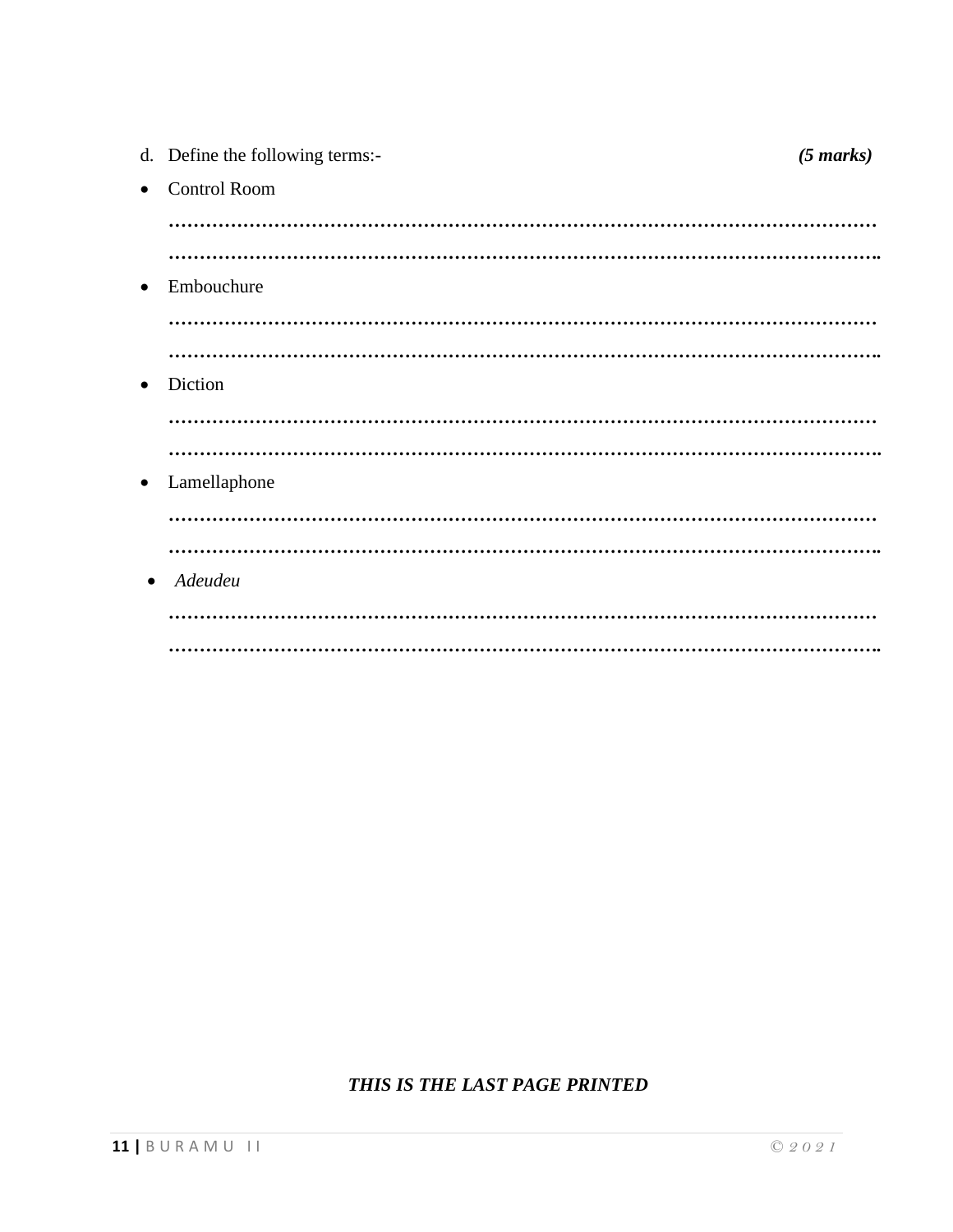d. Define the following terms:- ***(5 marks)***

- Control Room

  …………………………………………………………………………………………………………
  …………………………………………………………………………………………………………..

- Embouchure

  …………………………………………………………………………………………………………
  …………………………………………………………………………………………………………..

- Diction

  …………………………………………………………………………………………………………
  …………………………………………………………………………………………………………..

- Lamellaphone

  …………………………………………………………………………………………………………
  …………………………………………………………………………………………………………..

- *Adeudeu*

  …………………………………………………………………………………………………………
  …………………………………………………………………………………………………………..

***THIS IS THE LAST PAGE PRINTED***